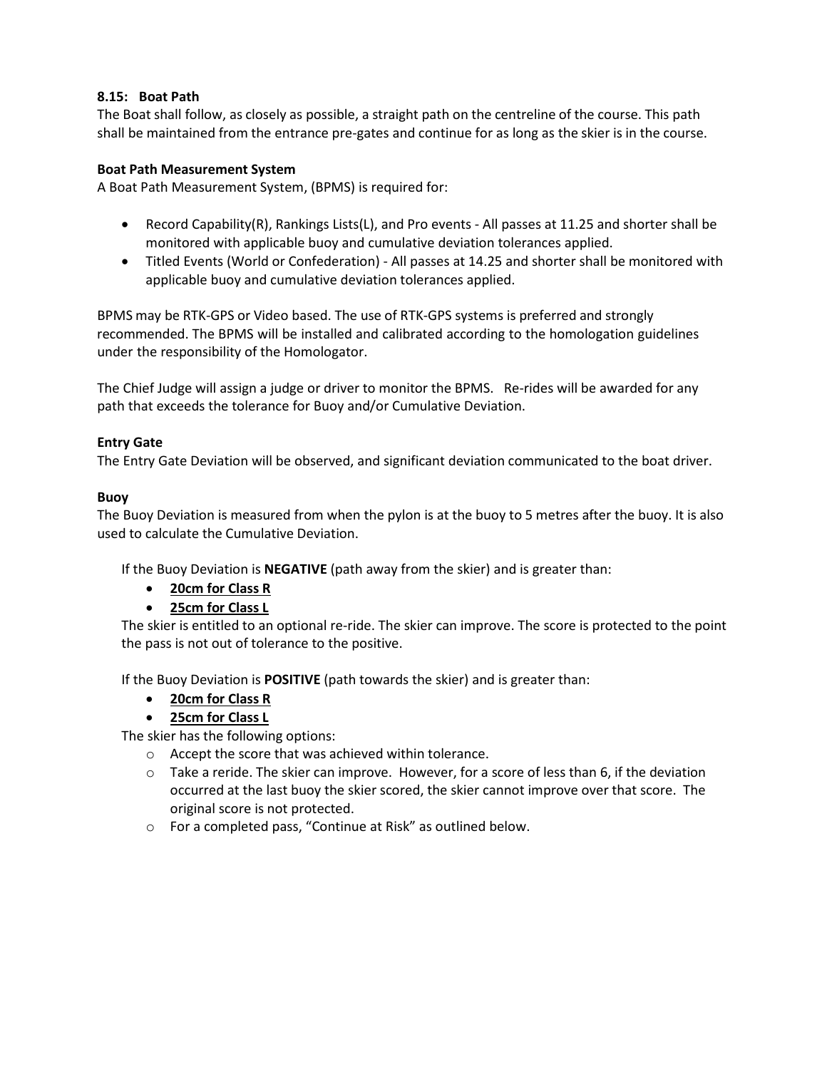**8.15: Boat Path**

The Boat shall follow, as closely as possible, a straight path on the centreline of the course. This path shall be maintained from the entrance pre-gates and continue for as long as the skier is in the course.

**Boat Path Measurement System**

A Boat Path Measurement System, (BPMS) is required for:

- Record Capability(R), Rankings Lists(L), and Pro events - All passes at 11.25 and shorter shall be monitored with applicable buoy and cumulative deviation tolerances applied.
- Titled Events (World or Confederation) - All passes at 14.25 and shorter shall be monitored with applicable buoy and cumulative deviation tolerances applied.

BPMS may be RTK-GPS or Video based. The use of RTK-GPS systems is preferred and strongly recommended. The BPMS will be installed and calibrated according to the homologation guidelines under the responsibility of the Homologator.

The Chief Judge will assign a judge or driver to monitor the BPMS. Re-rides will be awarded for any path that exceeds the tolerance for Buoy and/or Cumulative Deviation.

**Entry Gate**

The Entry Gate Deviation will be observed, and significant deviation communicated to the boat driver.

**Buoy**

The Buoy Deviation is measured from when the pylon is at the buoy to 5 metres after the buoy. It is also used to calculate the Cumulative Deviation.

If the Buoy Deviation is **NEGATIVE** (path away from the skier) and is greater than:

- **<u>20cm for Class R</u>**
- **<u>25cm for Class L</u>**

The skier is entitled to an optional re-ride. The skier can improve. The score is protected to the point the pass is not out of tolerance to the positive.

If the Buoy Deviation is **POSITIVE** (path towards the skier) and is greater than:

- **<u>20cm for Class R</u>**
- **<u>25cm for Class L</u>**

The skier has the following options:

- Accept the score that was achieved within tolerance.
- Take a reride. The skier can improve. However, for a score of less than 6, if the deviation occurred at the last buoy the skier scored, the skier cannot improve over that score. The original score is not protected.
- For a completed pass, "Continue at Risk" as outlined below.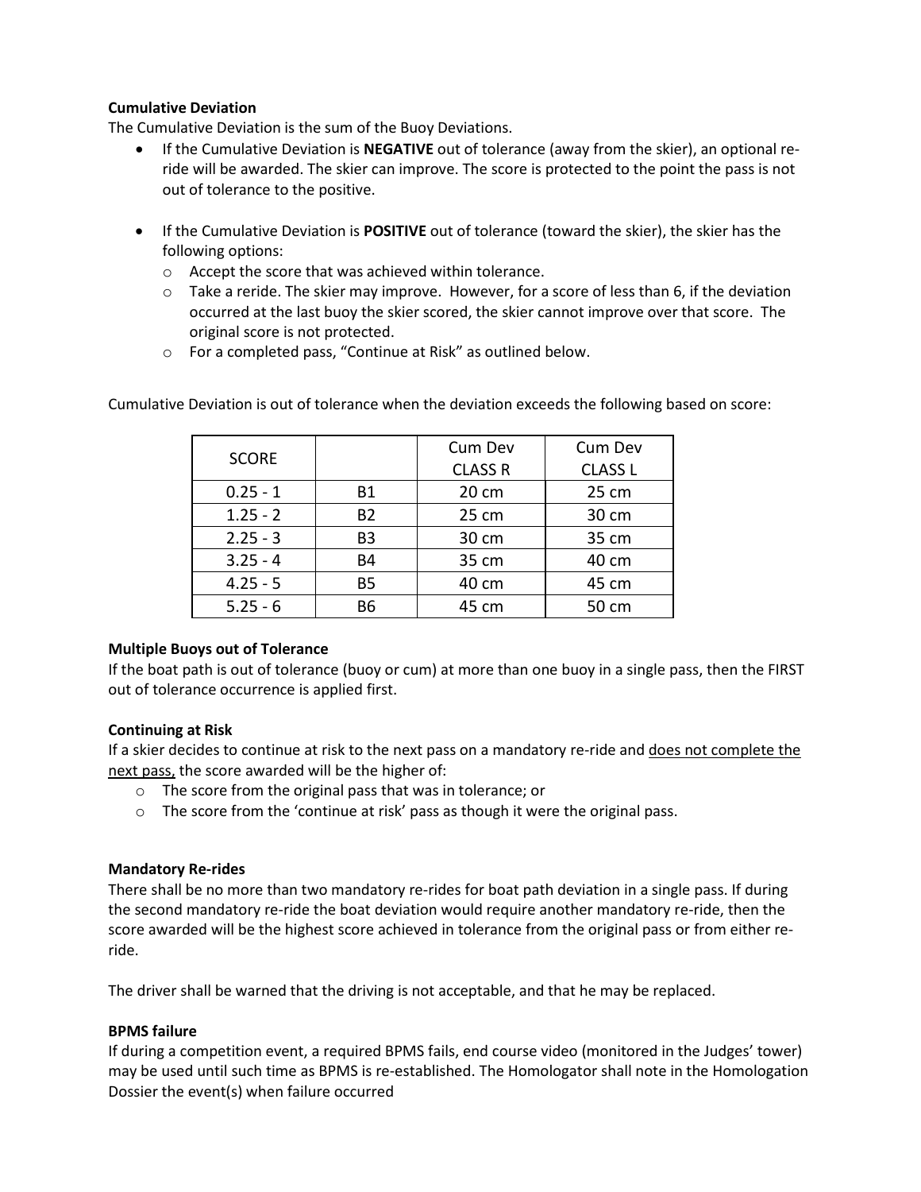**Cumulative Deviation**

The Cumulative Deviation is the sum of the Buoy Deviations.

- If the Cumulative Deviation is **NEGATIVE** out of tolerance (away from the skier), an optional re-ride will be awarded. The skier can improve. The score is protected to the point the pass is not out of tolerance to the positive.
- If the Cumulative Deviation is **POSITIVE** out of tolerance (toward the skier), the skier has the following options:
  - Accept the score that was achieved within tolerance.
  - Take a reride. The skier may improve. However, for a score of less than 6, if the deviation occurred at the last buoy the skier scored, the skier cannot improve over that score. The original score is not protected.
  - For a completed pass, "Continue at Risk" as outlined below.

Cumulative Deviation is out of tolerance when the deviation exceeds the following based on score:

| SCORE | | Cum Dev CLASS R | Cum Dev CLASS L |
|---|---|---|---|
| 0.25 - 1 | B1 | 20 cm | 25 cm |
| 1.25 - 2 | B2 | 25 cm | 30 cm |
| 2.25 - 3 | B3 | 30 cm | 35 cm |
| 3.25 - 4 | B4 | 35 cm | 40 cm |
| 4.25 - 5 | B5 | 40 cm | 45 cm |
| 5.25 - 6 | B6 | 45 cm | 50 cm |

**Multiple Buoys out of Tolerance**

If the boat path is out of tolerance (buoy or cum) at more than one buoy in a single pass, then the FIRST out of tolerance occurrence is applied first.

**Continuing at Risk**

If a skier decides to continue at risk to the next pass on a mandatory re-ride and <u>does not complete the next pass,</u> the score awarded will be the higher of:

- The score from the original pass that was in tolerance; or
- The score from the 'continue at risk' pass as though it were the original pass.

**Mandatory Re-rides**

There shall be no more than two mandatory re-rides for boat path deviation in a single pass. If during the second mandatory re-ride the boat deviation would require another mandatory re-ride, then the score awarded will be the highest score achieved in tolerance from the original pass or from either re-ride.

The driver shall be warned that the driving is not acceptable, and that he may be replaced.

**BPMS failure**

If during a competition event, a required BPMS fails, end course video (monitored in the Judges' tower) may be used until such time as BPMS is re-established. The Homologator shall note in the Homologation Dossier the event(s) when failure occurred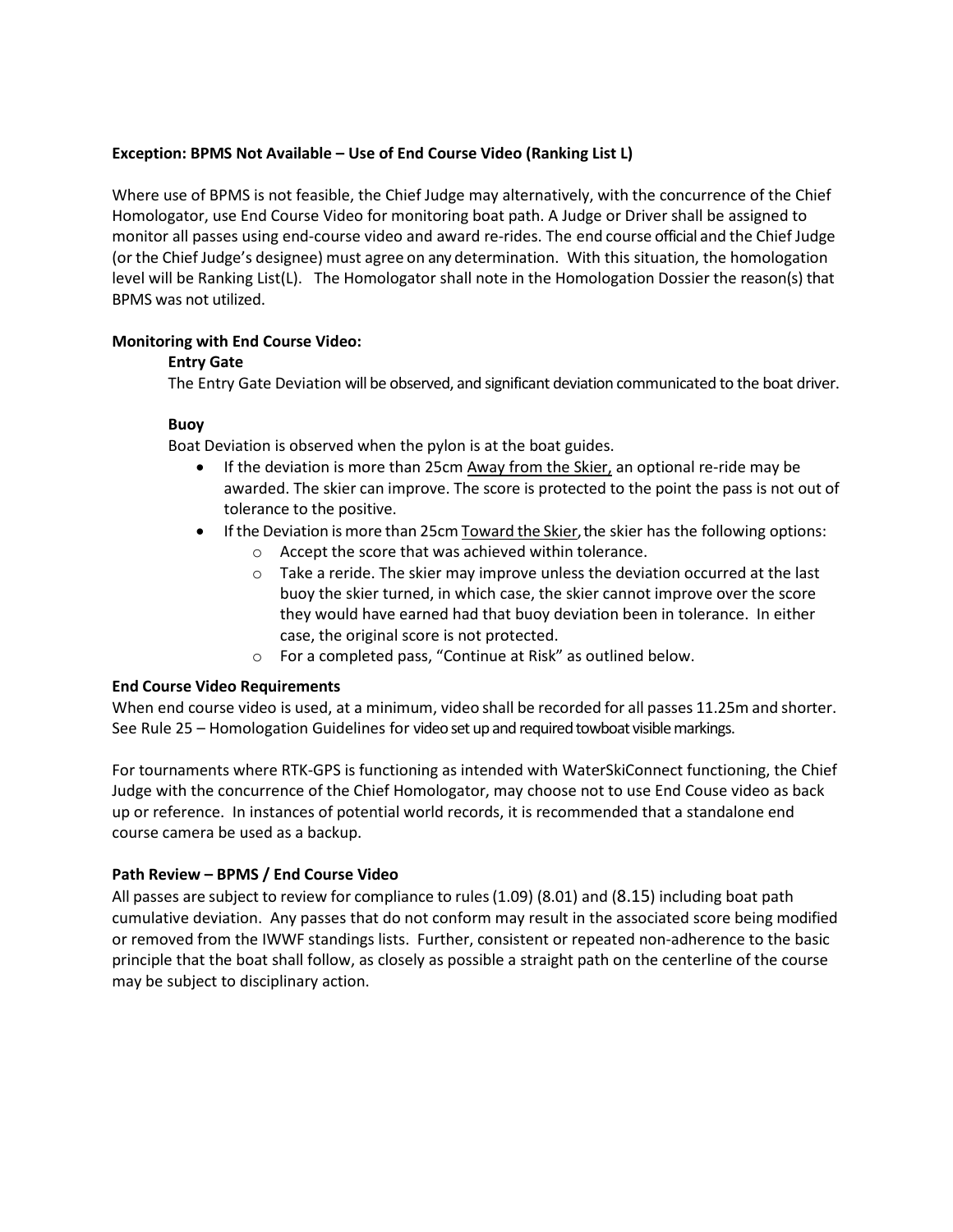**Exception: BPMS Not Available – Use of End Course Video (Ranking List L)**

Where use of BPMS is not feasible, the Chief Judge may alternatively, with the concurrence of the Chief Homologator, use End Course Video for monitoring boat path. A Judge or Driver shall be assigned to monitor all passes using end-course video and award re-rides. The end course official and the Chief Judge (or the Chief Judge's designee) must agree on any determination. With this situation, the homologation level will be Ranking List(L). The Homologator shall note in the Homologation Dossier the reason(s) that BPMS was not utilized.

**Monitoring with End Course Video:**

**Entry Gate**

The Entry Gate Deviation will be observed, and significant deviation communicated to the boat driver.

**Buoy**

Boat Deviation is observed when the pylon is at the boat guides.

- If the deviation is more than 25cm <u>Away from the Skier,</u> an optional re-ride may be awarded. The skier can improve. The score is protected to the point the pass is not out of tolerance to the positive.
- If the Deviation is more than 25cm <u>Toward the Skier</u>, the skier has the following options:
  - Accept the score that was achieved within tolerance.
  - Take a reride. The skier may improve unless the deviation occurred at the last buoy the skier turned, in which case, the skier cannot improve over the score they would have earned had that buoy deviation been in tolerance. In either case, the original score is not protected.
  - For a completed pass, "Continue at Risk" as outlined below.

**End Course Video Requirements**

When end course video is used, at a minimum, video shall be recorded for all passes 11.25m and shorter. See Rule 25 – Homologation Guidelines for video set up and required towboat visible markings.

For tournaments where RTK-GPS is functioning as intended with WaterSkiConnect functioning, the Chief Judge with the concurrence of the Chief Homologator, may choose not to use End Couse video as back up or reference. In instances of potential world records, it is recommended that a standalone end course camera be used as a backup.

**Path Review – BPMS / End Course Video**

All passes are subject to review for compliance to rules (1.09) (8.01) and (8.15) including boat path cumulative deviation. Any passes that do not conform may result in the associated score being modified or removed from the IWWF standings lists. Further, consistent or repeated non-adherence to the basic principle that the boat shall follow, as closely as possible a straight path on the centerline of the course may be subject to disciplinary action.